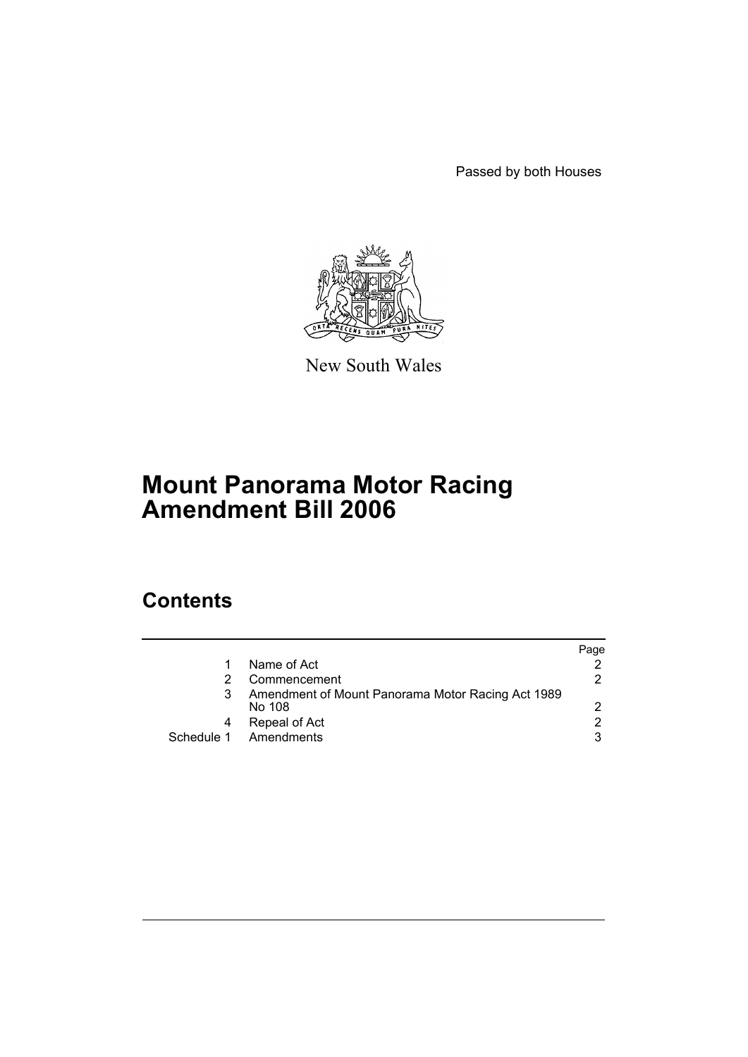Passed by both Houses

New South Wales

# Mount Panorama Motor Racing Amendment Bill 2006

## Contents

| | | Page |
|---|---|---|
| 1 | Name of Act | 2 |
| 2 | Commencement | 2 |
| 3 | Amendment of Mount Panorama Motor Racing Act 1989 No 108 | 2 |
| 4 | Repeal of Act | 2 |
| Schedule 1 | Amendments | 3 |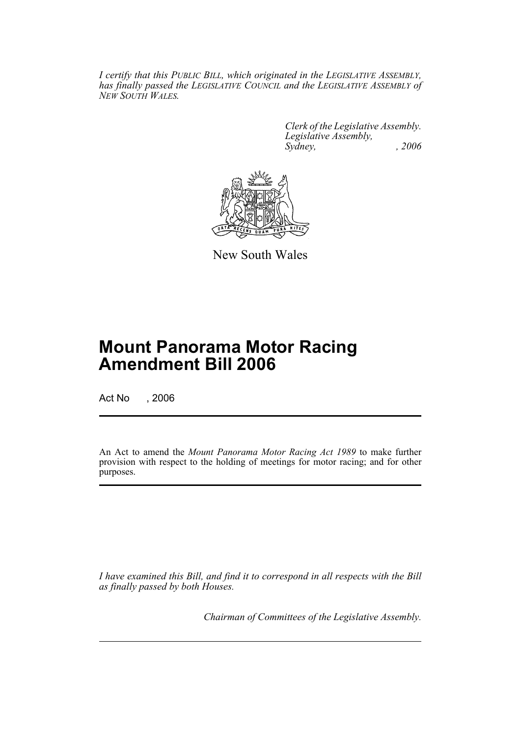*I certify that this PUBLIC BILL, which originated in the LEGISLATIVE ASSEMBLY, has finally passed the LEGISLATIVE COUNCIL and the LEGISLATIVE ASSEMBLY of NEW SOUTH WALES.*

*Clerk of the Legislative Assembly.*
*Legislative Assembly,*
*Sydney, , 2006*

New South Wales

# Mount Panorama Motor Racing Amendment Bill 2006

Act No , 2006

An Act to amend the *Mount Panorama Motor Racing Act 1989* to make further provision with respect to the holding of meetings for motor racing; and for other purposes.

*I have examined this Bill, and find it to correspond in all respects with the Bill as finally passed by both Houses.*

*Chairman of Committees of the Legislative Assembly.*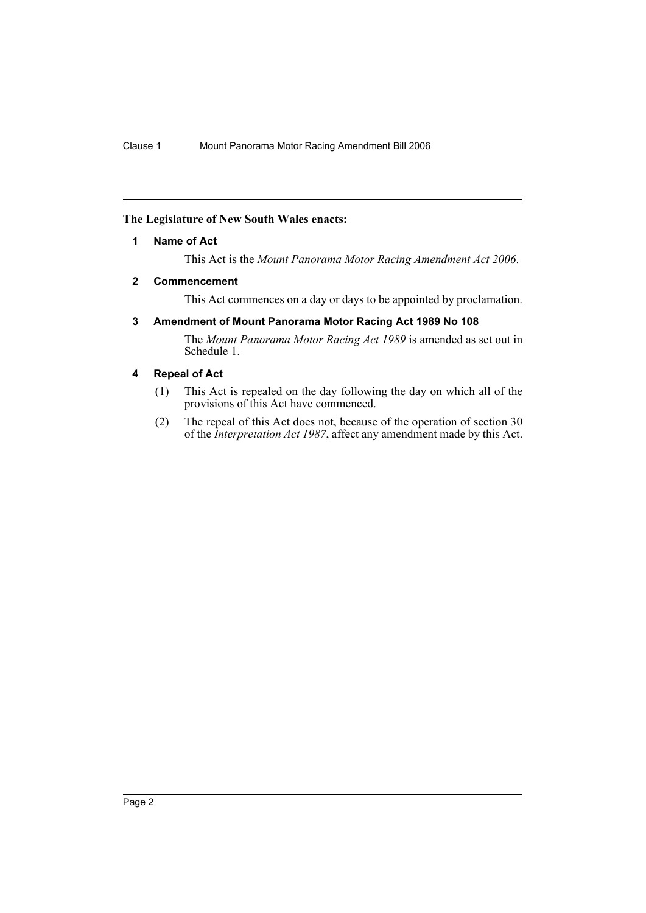**The Legislature of New South Wales enacts:**

## 1 Name of Act

This Act is the *Mount Panorama Motor Racing Amendment Act 2006*.

## 2 Commencement

This Act commences on a day or days to be appointed by proclamation.

## 3 Amendment of Mount Panorama Motor Racing Act 1989 No 108

The *Mount Panorama Motor Racing Act 1989* is amended as set out in Schedule 1.

## 4 Repeal of Act

(1) This Act is repealed on the day following the day on which all of the provisions of this Act have commenced.

(2) The repeal of this Act does not, because of the operation of section 30 of the *Interpretation Act 1987*, affect any amendment made by this Act.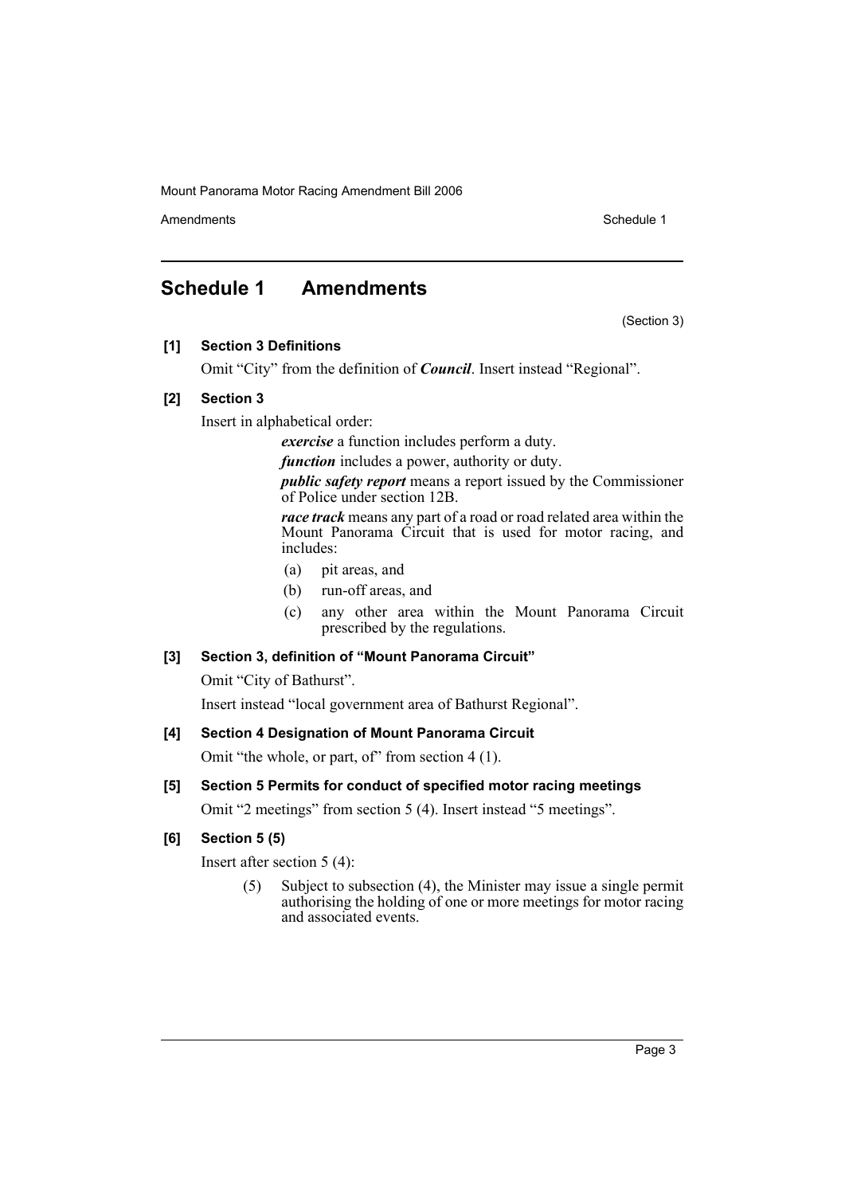## Schedule 1 Amendments

(Section 3)

**[1] Section 3 Definitions**

Omit "City" from the definition of ***Council***. Insert instead "Regional".

**[2] Section 3**

Insert in alphabetical order:

> ***exercise*** a function includes perform a duty.
>
> ***function*** includes a power, authority or duty.
>
> ***public safety report*** means a report issued by the Commissioner of Police under section 12B.
>
> ***race track*** means any part of a road or road related area within the Mount Panorama Circuit that is used for motor racing, and includes:
>
> (a) pit areas, and
>
> (b) run-off areas, and
>
> (c) any other area within the Mount Panorama Circuit prescribed by the regulations.

**[3] Section 3, definition of "Mount Panorama Circuit"**

Omit "City of Bathurst".

Insert instead "local government area of Bathurst Regional".

**[4] Section 4 Designation of Mount Panorama Circuit**

Omit "the whole, or part, of" from section 4 (1).

**[5] Section 5 Permits for conduct of specified motor racing meetings**

Omit "2 meetings" from section 5 (4). Insert instead "5 meetings".

**[6] Section 5 (5)**

Insert after section 5 (4):

> (5) Subject to subsection (4), the Minister may issue a single permit authorising the holding of one or more meetings for motor racing and associated events.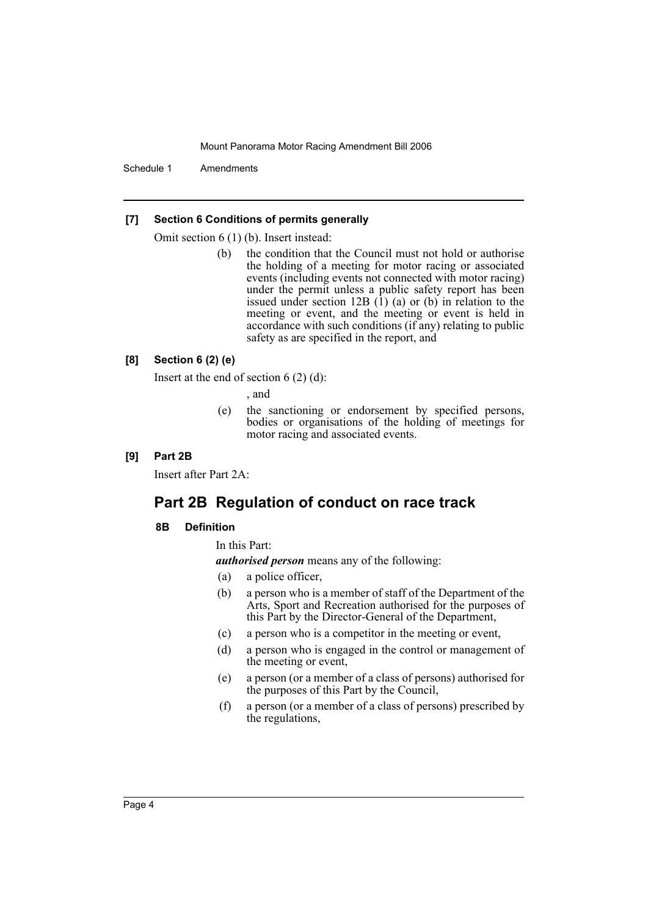**[7] Section 6 Conditions of permits generally**

Omit section 6 (1) (b). Insert instead:

(b) the condition that the Council must not hold or authorise the holding of a meeting for motor racing or associated events (including events not connected with motor racing) under the permit unless a public safety report has been issued under section 12B (1) (a) or (b) in relation to the meeting or event, and the meeting or event is held in accordance with such conditions (if any) relating to public safety as are specified in the report, and

**[8] Section 6 (2) (e)**

Insert at the end of section 6 (2) (d):

, and

(e) the sanctioning or endorsement by specified persons, bodies or organisations of the holding of meetings for motor racing and associated events.

**[9] Part 2B**

Insert after Part 2A:

## Part 2B Regulation of conduct on race track

**8B Definition**

In this Part:

***authorised person*** means any of the following:

(a) a police officer,

(b) a person who is a member of staff of the Department of the Arts, Sport and Recreation authorised for the purposes of this Part by the Director-General of the Department,

(c) a person who is a competitor in the meeting or event,

(d) a person who is engaged in the control or management of the meeting or event,

(e) a person (or a member of a class of persons) authorised for the purposes of this Part by the Council,

(f) a person (or a member of a class of persons) prescribed by the regulations,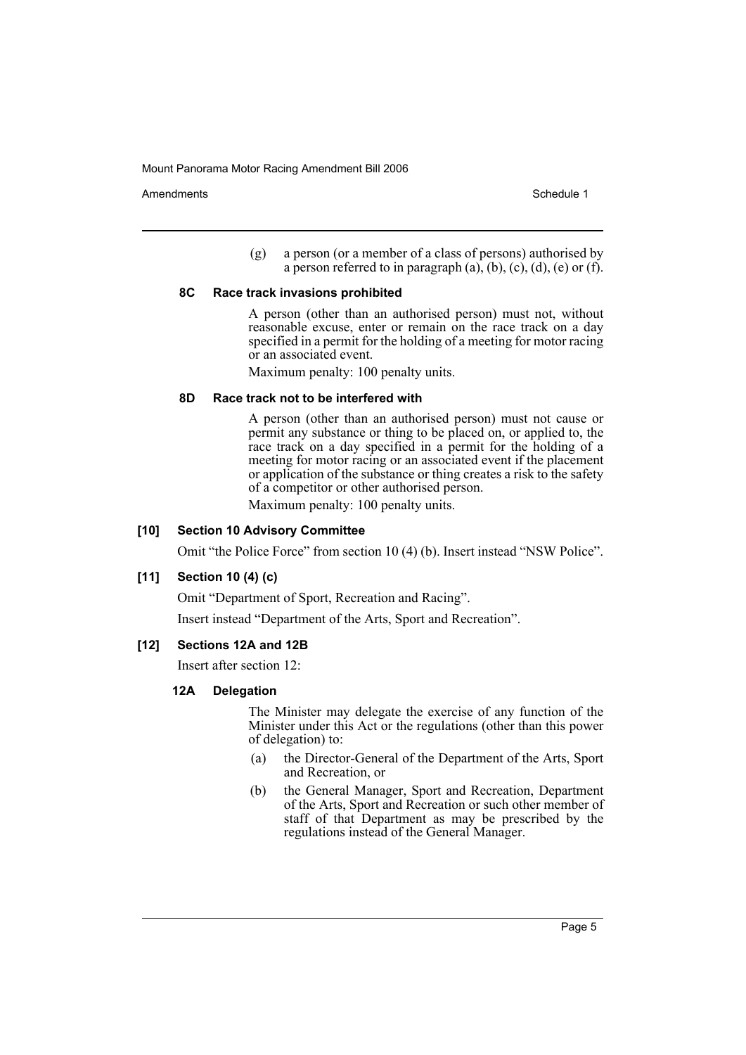(g) a person (or a member of a class of persons) authorised by a person referred to in paragraph (a), (b), (c), (d), (e) or (f).

#### 8C Race track invasions prohibited

A person (other than an authorised person) must not, without reasonable excuse, enter or remain on the race track on a day specified in a permit for the holding of a meeting for motor racing or an associated event.

Maximum penalty: 100 penalty units.

#### 8D Race track not to be interfered with

A person (other than an authorised person) must not cause or permit any substance or thing to be placed on, or applied to, the race track on a day specified in a permit for the holding of a meeting for motor racing or an associated event if the placement or application of the substance or thing creates a risk to the safety of a competitor or other authorised person.

Maximum penalty: 100 penalty units.

### [10] Section 10 Advisory Committee

Omit "the Police Force" from section 10 (4) (b). Insert instead "NSW Police".

### [11] Section 10 (4) (c)

Omit "Department of Sport, Recreation and Racing".

Insert instead "Department of the Arts, Sport and Recreation".

### [12] Sections 12A and 12B

Insert after section 12:

#### 12A Delegation

The Minister may delegate the exercise of any function of the Minister under this Act or the regulations (other than this power of delegation) to:

(a) the Director-General of the Department of the Arts, Sport and Recreation, or

(b) the General Manager, Sport and Recreation, Department of the Arts, Sport and Recreation or such other member of staff of that Department as may be prescribed by the regulations instead of the General Manager.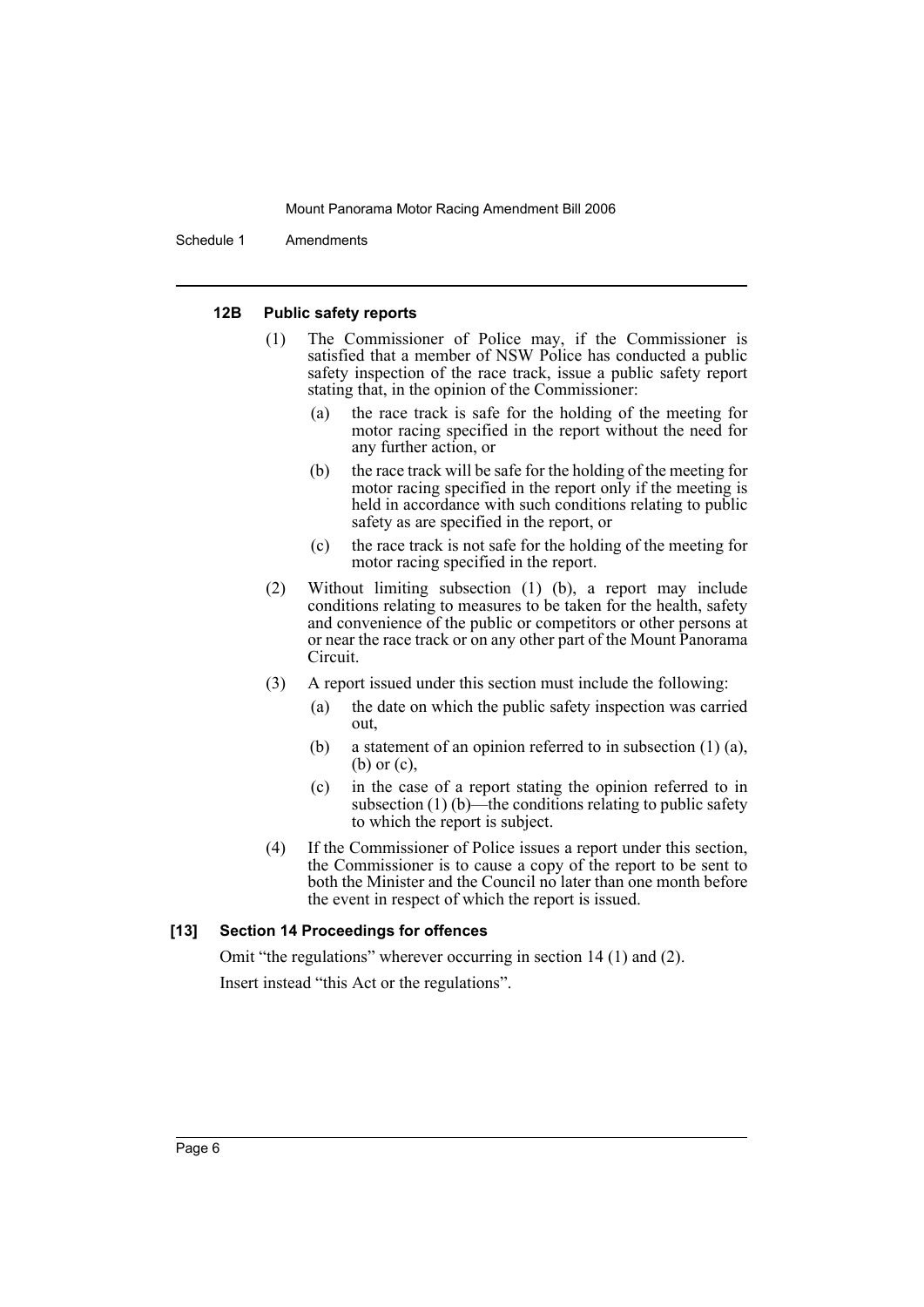#### 12B Public safety reports

(1) The Commissioner of Police may, if the Commissioner is satisfied that a member of NSW Police has conducted a public safety inspection of the race track, issue a public safety report stating that, in the opinion of the Commissioner:

(a) the race track is safe for the holding of the meeting for motor racing specified in the report without the need for any further action, or

(b) the race track will be safe for the holding of the meeting for motor racing specified in the report only if the meeting is held in accordance with such conditions relating to public safety as are specified in the report, or

(c) the race track is not safe for the holding of the meeting for motor racing specified in the report.

(2) Without limiting subsection (1) (b), a report may include conditions relating to measures to be taken for the health, safety and convenience of the public or competitors or other persons at or near the race track or on any other part of the Mount Panorama Circuit.

(3) A report issued under this section must include the following:

(a) the date on which the public safety inspection was carried out,

(b) a statement of an opinion referred to in subsection (1) (a), (b) or (c),

(c) in the case of a report stating the opinion referred to in subsection (1) (b)—the conditions relating to public safety to which the report is subject.

(4) If the Commissioner of Police issues a report under this section, the Commissioner is to cause a copy of the report to be sent to both the Minister and the Council no later than one month before the event in respect of which the report is issued.

#### [13] Section 14 Proceedings for offences

Omit "the regulations" wherever occurring in section 14 (1) and (2).

Insert instead "this Act or the regulations".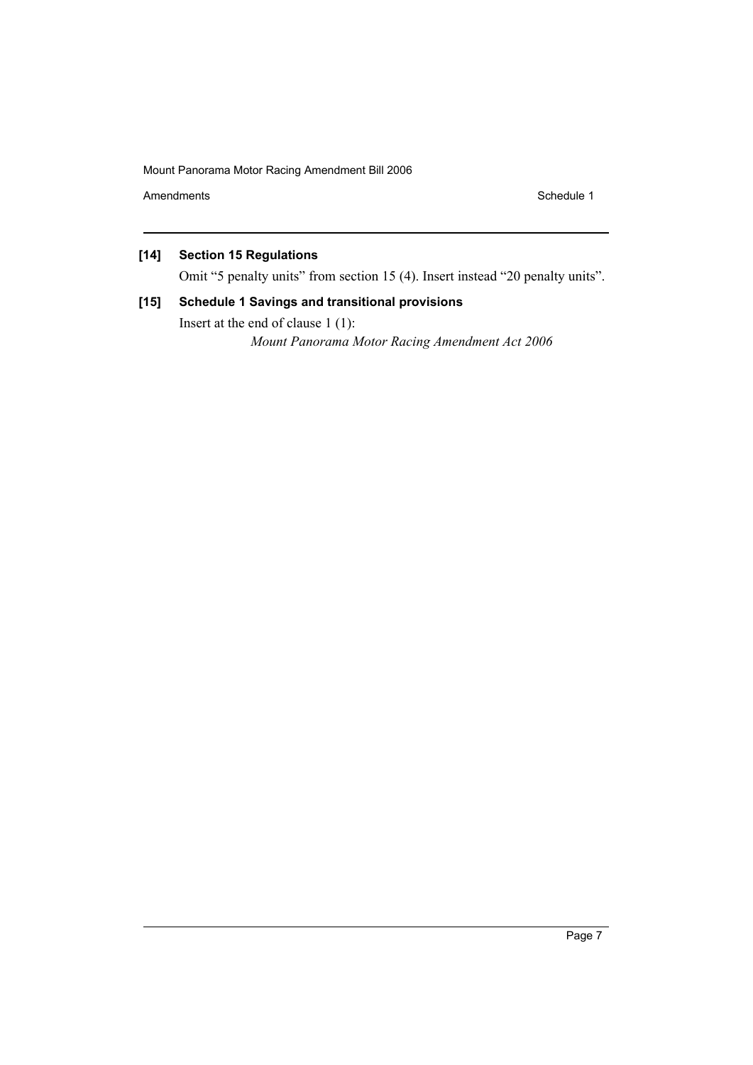### [14] Section 15 Regulations

Omit "5 penalty units" from section 15 (4). Insert instead "20 penalty units".

### [15] Schedule 1 Savings and transitional provisions

Insert at the end of clause 1 (1):

*Mount Panorama Motor Racing Amendment Act 2006*